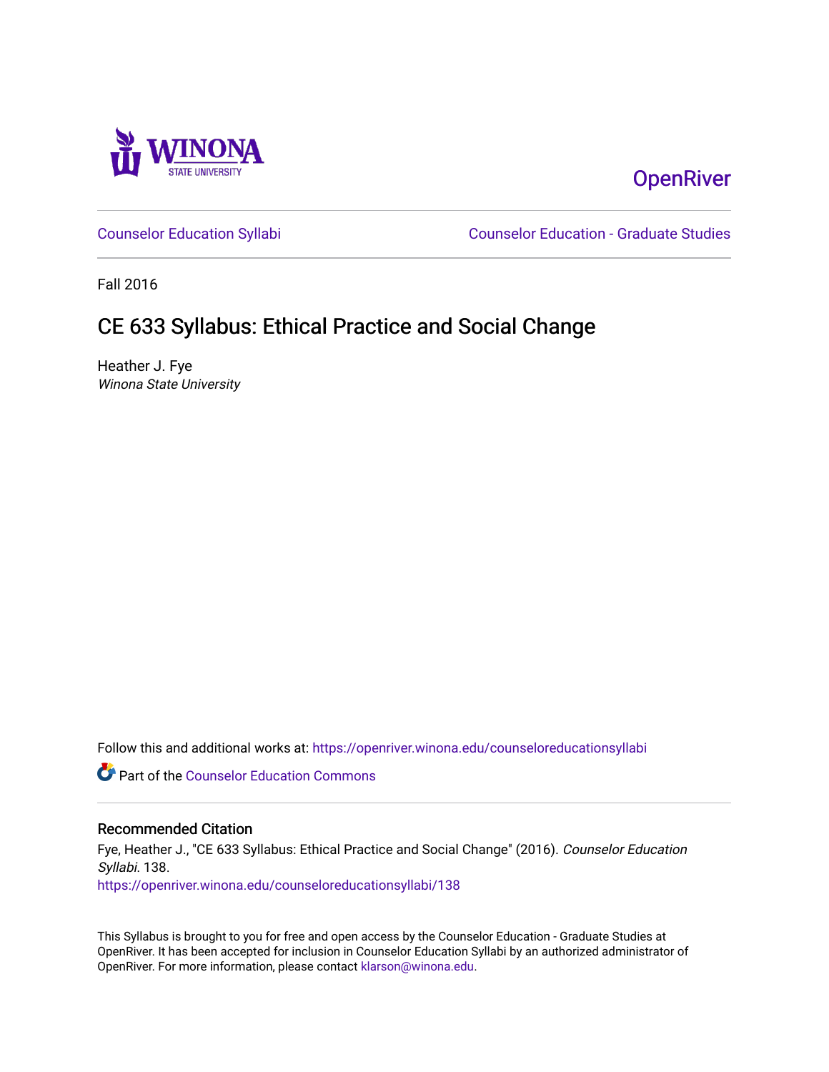OpenRiver

Counselor Education Syllabi | Counselor Education - Graduate Studies

Fall 2016

# CE 633 Syllabus: Ethical Practice and Social Change

Heather J. Fye
*Winona State University*

Follow this and additional works at: https://openriver.winona.edu/counseloreducationsyllabi

Part of the Counselor Education Commons

## Recommended Citation

Fye, Heather J., "CE 633 Syllabus: Ethical Practice and Social Change" (2016). *Counselor Education Syllabi*. 138.
https://openriver.winona.edu/counseloreducationsyllabi/138

This Syllabus is brought to you for free and open access by the Counselor Education - Graduate Studies at OpenRiver. It has been accepted for inclusion in Counselor Education Syllabi by an authorized administrator of OpenRiver. For more information, please contact klarson@winona.edu.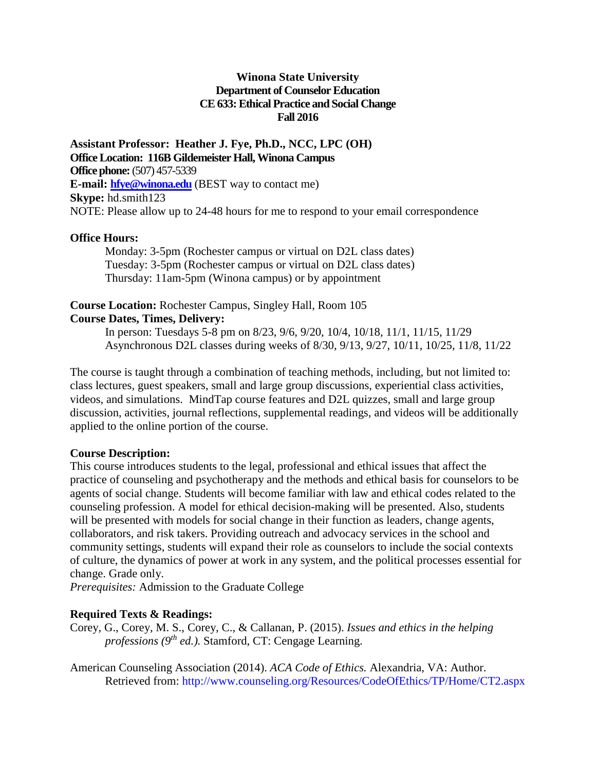**Winona State University**
**Department of Counselor Education**
**CE 633: Ethical Practice and Social Change**
**Fall 2016**

**Assistant Professor: Heather J. Fye, Ph.D., NCC, LPC (OH)**
**Office Location: 116B Gildemeister Hall, Winona Campus**
**Office phone:** (507) 457-5339
**E-mail: hfye@winona.edu** (BEST way to contact me)
**Skype:** hd.smith123
NOTE: Please allow up to 24-48 hours for me to respond to your email correspondence

**Office Hours:**

Monday: 3-5pm (Rochester campus or virtual on D2L class dates)
Tuesday: 3-5pm (Rochester campus or virtual on D2L class dates)
Thursday: 11am-5pm (Winona campus) or by appointment

**Course Location:** Rochester Campus, Singley Hall, Room 105
**Course Dates, Times, Delivery:**

In person: Tuesdays 5-8 pm on 8/23, 9/6, 9/20, 10/4, 10/18, 11/1, 11/15, 11/29
Asynchronous D2L classes during weeks of 8/30, 9/13, 9/27, 10/11, 10/25, 11/8, 11/22

The course is taught through a combination of teaching methods, including, but not limited to: class lectures, guest speakers, small and large group discussions, experiential class activities, videos, and simulations. MindTap course features and D2L quizzes, small and large group discussion, activities, journal reflections, supplemental readings, and videos will be additionally applied to the online portion of the course.

**Course Description:**
This course introduces students to the legal, professional and ethical issues that affect the practice of counseling and psychotherapy and the methods and ethical basis for counselors to be agents of social change. Students will become familiar with law and ethical codes related to the counseling profession. A model for ethical decision-making will be presented. Also, students will be presented with models for social change in their function as leaders, change agents, collaborators, and risk takers. Providing outreach and advocacy services in the school and community settings, students will expand their role as counselors to include the social contexts of culture, the dynamics of power at work in any system, and the political processes essential for change. Grade only.
*Prerequisites:* Admission to the Graduate College

**Required Texts & Readings:**

Corey, G., Corey, M. S., Corey, C., & Callanan, P. (2015). *Issues and ethics in the helping professions (9th ed.).* Stamford, CT: Cengage Learning.

American Counseling Association (2014). *ACA Code of Ethics.* Alexandria, VA: Author. Retrieved from: http://www.counseling.org/Resources/CodeOfEthics/TP/Home/CT2.aspx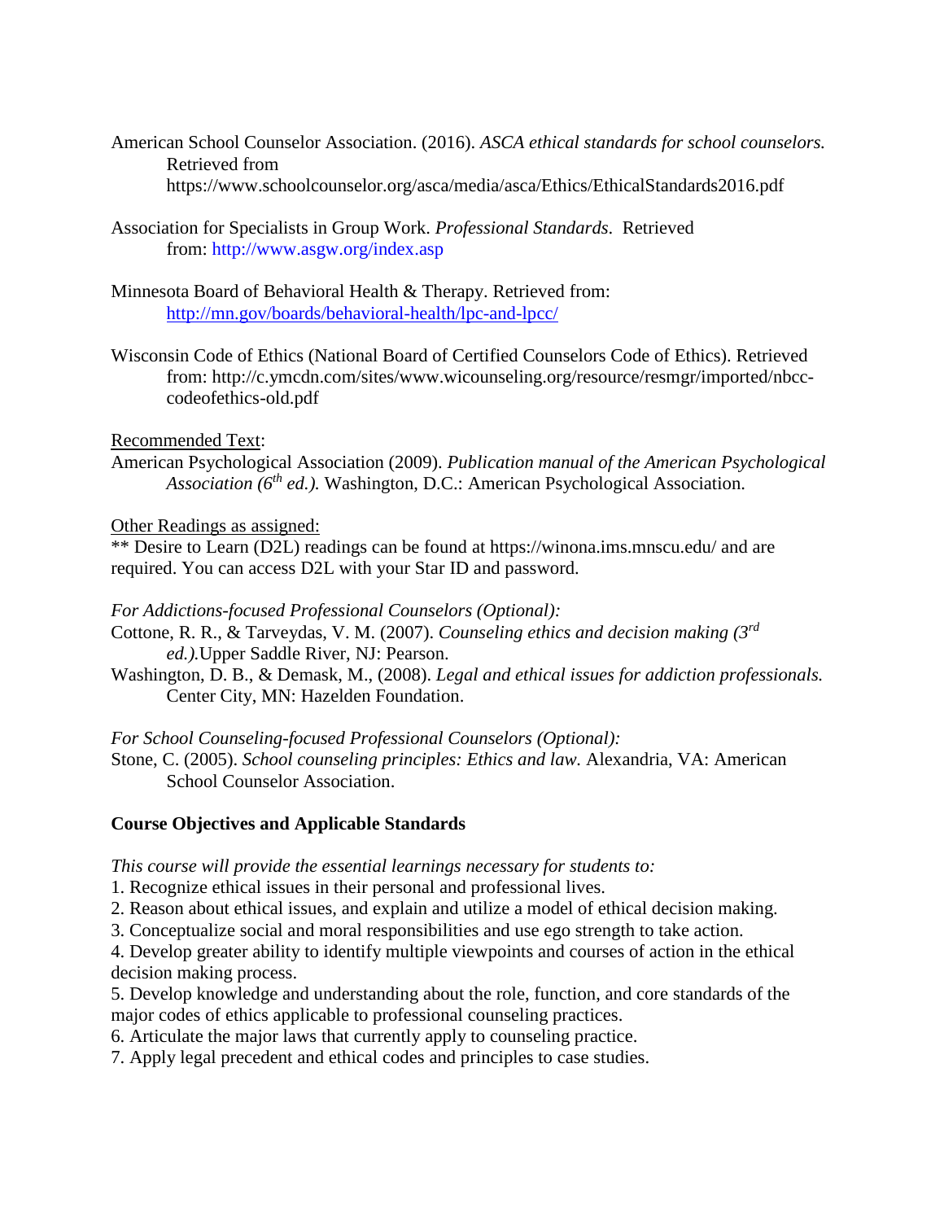American School Counselor Association. (2016). *ASCA ethical standards for school counselors.* Retrieved from https://www.schoolcounselor.org/asca/media/asca/Ethics/EthicalStandards2016.pdf

Association for Specialists in Group Work. *Professional Standards.* Retrieved from: http://www.asgw.org/index.asp

Minnesota Board of Behavioral Health & Therapy. Retrieved from: http://mn.gov/boards/behavioral-health/lpc-and-lpcc/

Wisconsin Code of Ethics (National Board of Certified Counselors Code of Ethics). Retrieved from: http://c.ymcdn.com/sites/www.wicounseling.org/resource/resmgr/imported/nbcc-codeofethics-old.pdf

<u>Recommended Text</u>:

American Psychological Association (2009). *Publication manual of the American Psychological Association (6th ed.).* Washington, D.C.: American Psychological Association.

<u>Other Readings as assigned:</u>

** Desire to Learn (D2L) readings can be found at https://winona.ims.mnscu.edu/ and are required. You can access D2L with your Star ID and password.

*For Addictions-focused Professional Counselors (Optional):*

Cottone, R. R., & Tarveydas, V. M. (2007). *Counseling ethics and decision making (3rd ed.).*Upper Saddle River, NJ: Pearson.

Washington, D. B., & Demask, M., (2008). *Legal and ethical issues for addiction professionals.* Center City, MN: Hazelden Foundation.

*For School Counseling-focused Professional Counselors (Optional):*

Stone, C. (2005). *School counseling principles: Ethics and law.* Alexandria, VA: American School Counselor Association.

**Course Objectives and Applicable Standards**

*This course will provide the essential learnings necessary for students to:*

1. Recognize ethical issues in their personal and professional lives.
2. Reason about ethical issues, and explain and utilize a model of ethical decision making.
3. Conceptualize social and moral responsibilities and use ego strength to take action.
4. Develop greater ability to identify multiple viewpoints and courses of action in the ethical decision making process.
5. Develop knowledge and understanding about the role, function, and core standards of the major codes of ethics applicable to professional counseling practices.
6. Articulate the major laws that currently apply to counseling practice.
7. Apply legal precedent and ethical codes and principles to case studies.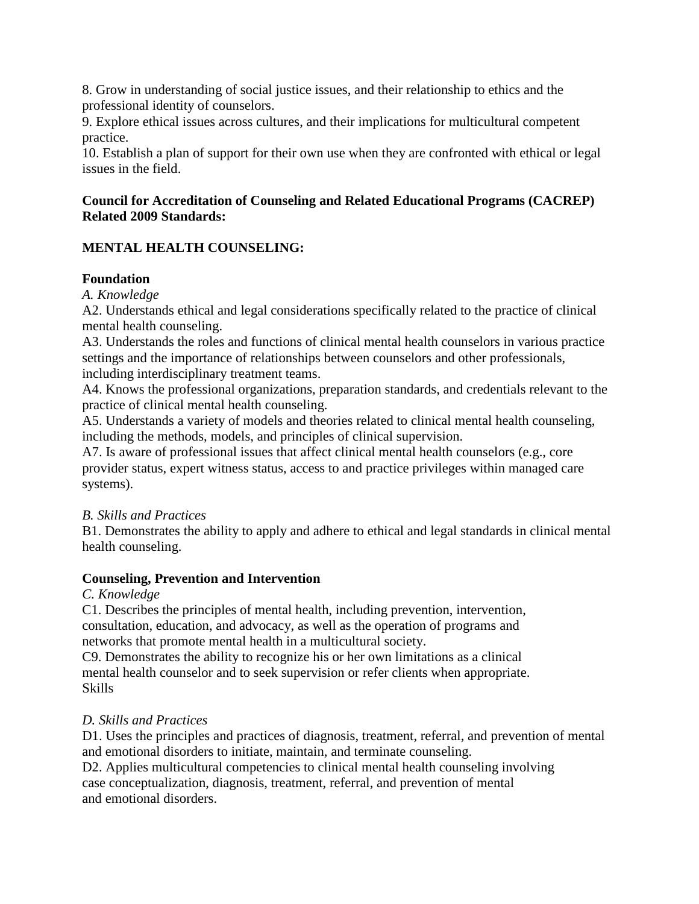8. Grow in understanding of social justice issues, and their relationship to ethics and the professional identity of counselors.
9. Explore ethical issues across cultures, and their implications for multicultural competent practice.
10. Establish a plan of support for their own use when they are confronted with ethical or legal issues in the field.

**Council for Accreditation of Counseling and Related Educational Programs (CACREP) Related 2009 Standards:**

**MENTAL HEALTH COUNSELING:**

**Foundation**

*A. Knowledge*

A2. Understands ethical and legal considerations specifically related to the practice of clinical mental health counseling.

A3. Understands the roles and functions of clinical mental health counselors in various practice settings and the importance of relationships between counselors and other professionals, including interdisciplinary treatment teams.

A4. Knows the professional organizations, preparation standards, and credentials relevant to the practice of clinical mental health counseling.

A5. Understands a variety of models and theories related to clinical mental health counseling, including the methods, models, and principles of clinical supervision.

A7. Is aware of professional issues that affect clinical mental health counselors (e.g., core provider status, expert witness status, access to and practice privileges within managed care systems).

*B. Skills and Practices*

B1. Demonstrates the ability to apply and adhere to ethical and legal standards in clinical mental health counseling.

**Counseling, Prevention and Intervention**

*C. Knowledge*

C1. Describes the principles of mental health, including prevention, intervention, consultation, education, and advocacy, as well as the operation of programs and networks that promote mental health in a multicultural society.

C9. Demonstrates the ability to recognize his or her own limitations as a clinical mental health counselor and to seek supervision or refer clients when appropriate.
Skills

*D. Skills and Practices*

D1. Uses the principles and practices of diagnosis, treatment, referral, and prevention of mental and emotional disorders to initiate, maintain, and terminate counseling.

D2. Applies multicultural competencies to clinical mental health counseling involving case conceptualization, diagnosis, treatment, referral, and prevention of mental and emotional disorders.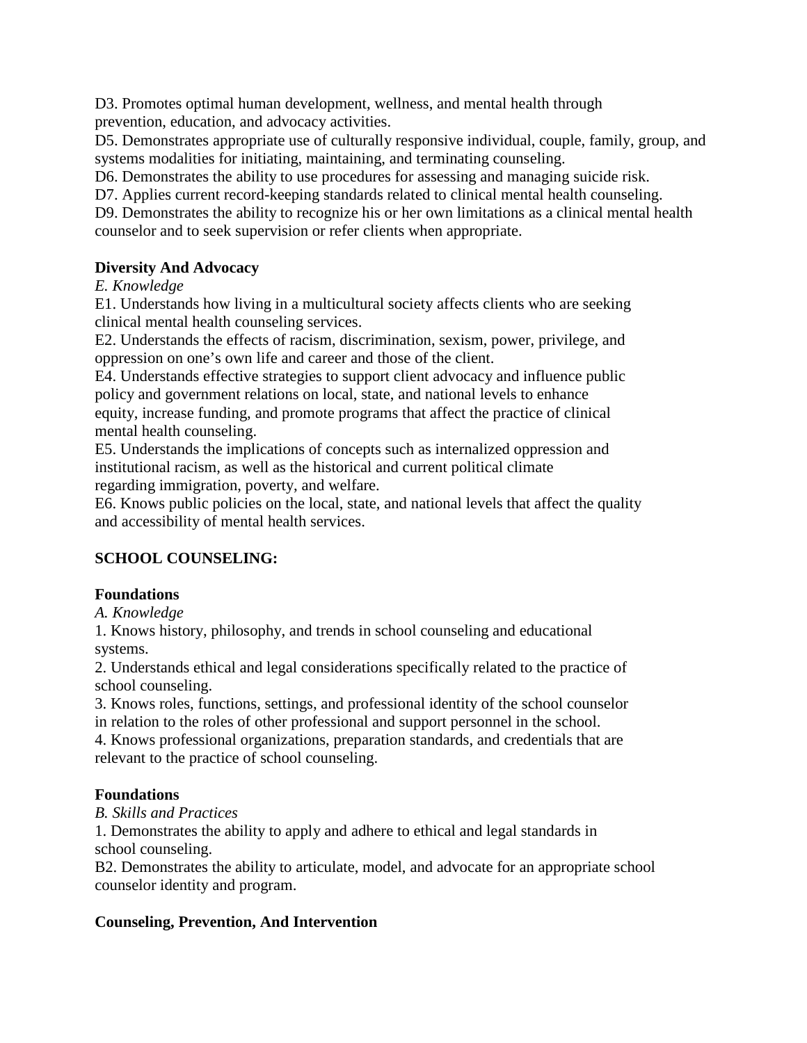D3. Promotes optimal human development, wellness, and mental health through prevention, education, and advocacy activities.
D5. Demonstrates appropriate use of culturally responsive individual, couple, family, group, and systems modalities for initiating, maintaining, and terminating counseling.
D6. Demonstrates the ability to use procedures for assessing and managing suicide risk.
D7. Applies current record-keeping standards related to clinical mental health counseling.
D9. Demonstrates the ability to recognize his or her own limitations as a clinical mental health counselor and to seek supervision or refer clients when appropriate.

**Diversity And Advocacy**

*E. Knowledge*

E1. Understands how living in a multicultural society affects clients who are seeking clinical mental health counseling services.
E2. Understands the effects of racism, discrimination, sexism, power, privilege, and oppression on one's own life and career and those of the client.
E4. Understands effective strategies to support client advocacy and influence public policy and government relations on local, state, and national levels to enhance equity, increase funding, and promote programs that affect the practice of clinical mental health counseling.
E5. Understands the implications of concepts such as internalized oppression and institutional racism, as well as the historical and current political climate regarding immigration, poverty, and welfare.
E6. Knows public policies on the local, state, and national levels that affect the quality and accessibility of mental health services.

**SCHOOL COUNSELING:**

**Foundations**

*A. Knowledge*

1. Knows history, philosophy, and trends in school counseling and educational systems.
2. Understands ethical and legal considerations specifically related to the practice of school counseling.
3. Knows roles, functions, settings, and professional identity of the school counselor in relation to the roles of other professional and support personnel in the school.
4. Knows professional organizations, preparation standards, and credentials that are relevant to the practice of school counseling.

**Foundations**

*B. Skills and Practices*

1. Demonstrates the ability to apply and adhere to ethical and legal standards in school counseling.

B2. Demonstrates the ability to articulate, model, and advocate for an appropriate school counselor identity and program.

**Counseling, Prevention, And Intervention**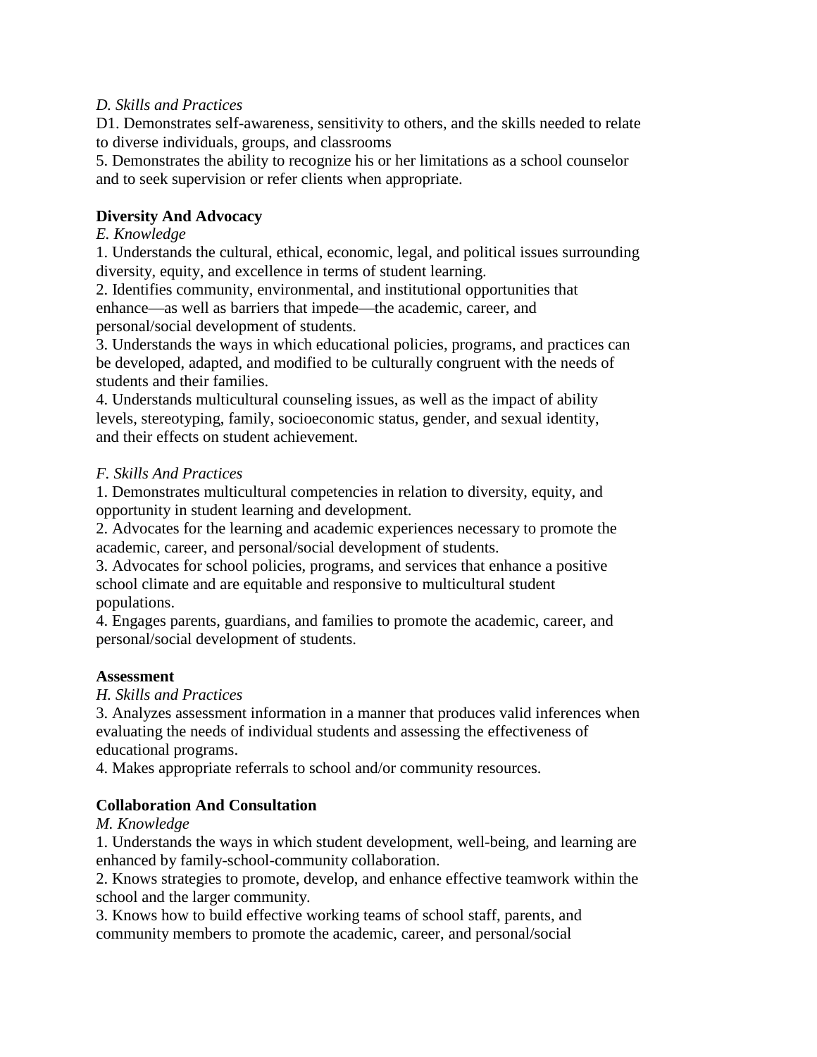*D. Skills and Practices*

D1. Demonstrates self-awareness, sensitivity to others, and the skills needed to relate to diverse individuals, groups, and classrooms

5. Demonstrates the ability to recognize his or her limitations as a school counselor and to seek supervision or refer clients when appropriate.

**Diversity And Advocacy**

*E. Knowledge*

1. Understands the cultural, ethical, economic, legal, and political issues surrounding diversity, equity, and excellence in terms of student learning.
2. Identifies community, environmental, and institutional opportunities that enhance—as well as barriers that impede—the academic, career, and personal/social development of students.
3. Understands the ways in which educational policies, programs, and practices can be developed, adapted, and modified to be culturally congruent with the needs of students and their families.
4. Understands multicultural counseling issues, as well as the impact of ability levels, stereotyping, family, socioeconomic status, gender, and sexual identity, and their effects on student achievement.

*F. Skills And Practices*

1. Demonstrates multicultural competencies in relation to diversity, equity, and opportunity in student learning and development.
2. Advocates for the learning and academic experiences necessary to promote the academic, career, and personal/social development of students.
3. Advocates for school policies, programs, and services that enhance a positive school climate and are equitable and responsive to multicultural student populations.
4. Engages parents, guardians, and families to promote the academic, career, and personal/social development of students.

**Assessment**

*H. Skills and Practices*

3. Analyzes assessment information in a manner that produces valid inferences when evaluating the needs of individual students and assessing the effectiveness of educational programs.
4. Makes appropriate referrals to school and/or community resources.

**Collaboration And Consultation**

*M. Knowledge*

1. Understands the ways in which student development, well-being, and learning are enhanced by family-school-community collaboration.
2. Knows strategies to promote, develop, and enhance effective teamwork within the school and the larger community.
3. Knows how to build effective working teams of school staff, parents, and community members to promote the academic, career, and personal/social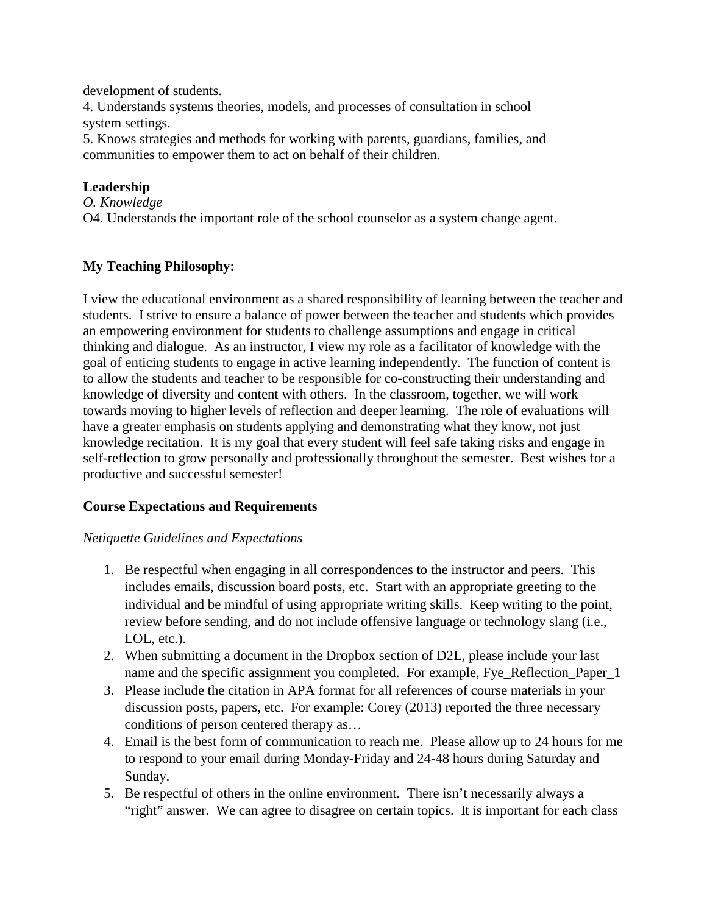development of students.

4. Understands systems theories, models, and processes of consultation in school system settings.
5. Knows strategies and methods for working with parents, guardians, families, and communities to empower them to act on behalf of their children.

**Leadership**

*O. Knowledge*

O4. Understands the important role of the school counselor as a system change agent.

**My Teaching Philosophy:**

I view the educational environment as a shared responsibility of learning between the teacher and students. I strive to ensure a balance of power between the teacher and students which provides an empowering environment for students to challenge assumptions and engage in critical thinking and dialogue. As an instructor, I view my role as a facilitator of knowledge with the goal of enticing students to engage in active learning independently. The function of content is to allow the students and teacher to be responsible for co-constructing their understanding and knowledge of diversity and content with others. In the classroom, together, we will work towards moving to higher levels of reflection and deeper learning. The role of evaluations will have a greater emphasis on students applying and demonstrating what they know, not just knowledge recitation. It is my goal that every student will feel safe taking risks and engage in self-reflection to grow personally and professionally throughout the semester. Best wishes for a productive and successful semester!

**Course Expectations and Requirements**

*Netiquette Guidelines and Expectations*

1. Be respectful when engaging in all correspondences to the instructor and peers. This includes emails, discussion board posts, etc. Start with an appropriate greeting to the individual and be mindful of using appropriate writing skills. Keep writing to the point, review before sending, and do not include offensive language or technology slang (i.e., LOL, etc.).
2. When submitting a document in the Dropbox section of D2L, please include your last name and the specific assignment you completed. For example, Fye_Reflection_Paper_1
3. Please include the citation in APA format for all references of course materials in your discussion posts, papers, etc. For example: Corey (2013) reported the three necessary conditions of person centered therapy as…
4. Email is the best form of communication to reach me. Please allow up to 24 hours for me to respond to your email during Monday-Friday and 24-48 hours during Saturday and Sunday.
5. Be respectful of others in the online environment. There isn't necessarily always a "right" answer. We can agree to disagree on certain topics. It is important for each class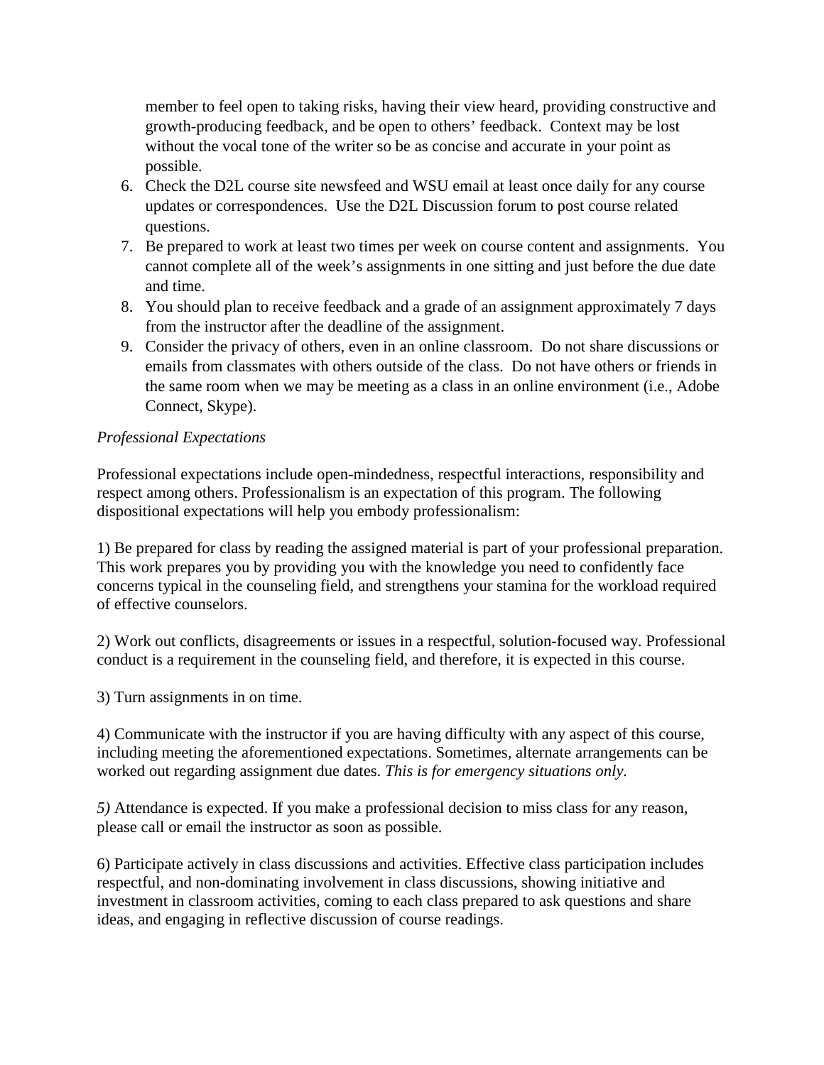member to feel open to taking risks, having their view heard, providing constructive and growth-producing feedback, and be open to others' feedback. Context may be lost without the vocal tone of the writer so be as concise and accurate in your point as possible.

6. Check the D2L course site newsfeed and WSU email at least once daily for any course updates or correspondences. Use the D2L Discussion forum to post course related questions.
7. Be prepared to work at least two times per week on course content and assignments. You cannot complete all of the week's assignments in one sitting and just before the due date and time.
8. You should plan to receive feedback and a grade of an assignment approximately 7 days from the instructor after the deadline of the assignment.
9. Consider the privacy of others, even in an online classroom. Do not share discussions or emails from classmates with others outside of the class. Do not have others or friends in the same room when we may be meeting as a class in an online environment (i.e., Adobe Connect, Skype).

*Professional Expectations*

Professional expectations include open-mindedness, respectful interactions, responsibility and respect among others. Professionalism is an expectation of this program. The following dispositional expectations will help you embody professionalism:

1) Be prepared for class by reading the assigned material is part of your professional preparation. This work prepares you by providing you with the knowledge you need to confidently face concerns typical in the counseling field, and strengthens your stamina for the workload required of effective counselors.

2) Work out conflicts, disagreements or issues in a respectful, solution-focused way. Professional conduct is a requirement in the counseling field, and therefore, it is expected in this course.

3) Turn assignments in on time.

4) Communicate with the instructor if you are having difficulty with any aspect of this course, including meeting the aforementioned expectations. Sometimes, alternate arrangements can be worked out regarding assignment due dates. *This is for emergency situations only.*

*5)* Attendance is expected. If you make a professional decision to miss class for any reason, please call or email the instructor as soon as possible.

6) Participate actively in class discussions and activities. Effective class participation includes respectful, and non-dominating involvement in class discussions, showing initiative and investment in classroom activities, coming to each class prepared to ask questions and share ideas, and engaging in reflective discussion of course readings.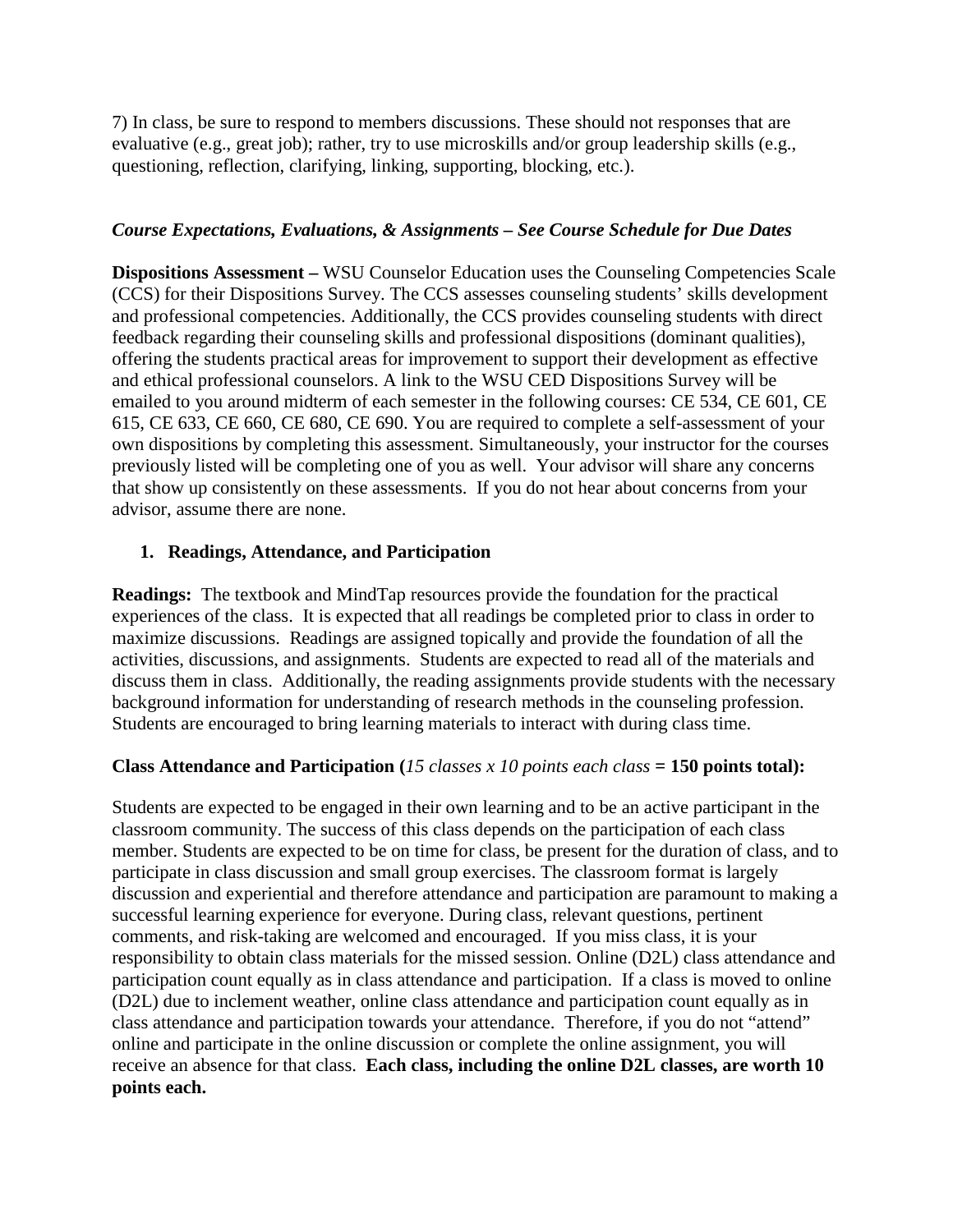7) In class, be sure to respond to members discussions. These should not responses that are evaluative (e.g., great job); rather, try to use microskills and/or group leadership skills (e.g., questioning, reflection, clarifying, linking, supporting, blocking, etc.).

### *Course Expectations, Evaluations, & Assignments – See Course Schedule for Due Dates*

**Dispositions Assessment –** WSU Counselor Education uses the Counseling Competencies Scale (CCS) for their Dispositions Survey. The CCS assesses counseling students' skills development and professional competencies. Additionally, the CCS provides counseling students with direct feedback regarding their counseling skills and professional dispositions (dominant qualities), offering the students practical areas for improvement to support their development as effective and ethical professional counselors. A link to the WSU CED Dispositions Survey will be emailed to you around midterm of each semester in the following courses: CE 534, CE 601, CE 615, CE 633, CE 660, CE 680, CE 690. You are required to complete a self-assessment of your own dispositions by completing this assessment. Simultaneously, your instructor for the courses previously listed will be completing one of you as well. Your advisor will share any concerns that show up consistently on these assessments. If you do not hear about concerns from your advisor, assume there are none.

1. **Readings, Attendance, and Participation**

**Readings:** The textbook and MindTap resources provide the foundation for the practical experiences of the class. It is expected that all readings be completed prior to class in order to maximize discussions. Readings are assigned topically and provide the foundation of all the activities, discussions, and assignments. Students are expected to read all of the materials and discuss them in class. Additionally, the reading assignments provide students with the necessary background information for understanding of research methods in the counseling profession. Students are encouraged to bring learning materials to interact with during class time.

**Class Attendance and Participation (***15 classes x 10 points each class* **= 150 points total):**

Students are expected to be engaged in their own learning and to be an active participant in the classroom community. The success of this class depends on the participation of each class member. Students are expected to be on time for class, be present for the duration of class, and to participate in class discussion and small group exercises. The classroom format is largely discussion and experiential and therefore attendance and participation are paramount to making a successful learning experience for everyone. During class, relevant questions, pertinent comments, and risk-taking are welcomed and encouraged. If you miss class, it is your responsibility to obtain class materials for the missed session. Online (D2L) class attendance and participation count equally as in class attendance and participation. If a class is moved to online (D2L) due to inclement weather, online class attendance and participation count equally as in class attendance and participation towards your attendance. Therefore, if you do not "attend" online and participate in the online discussion or complete the online assignment, you will receive an absence for that class. **Each class, including the online D2L classes, are worth 10 points each.**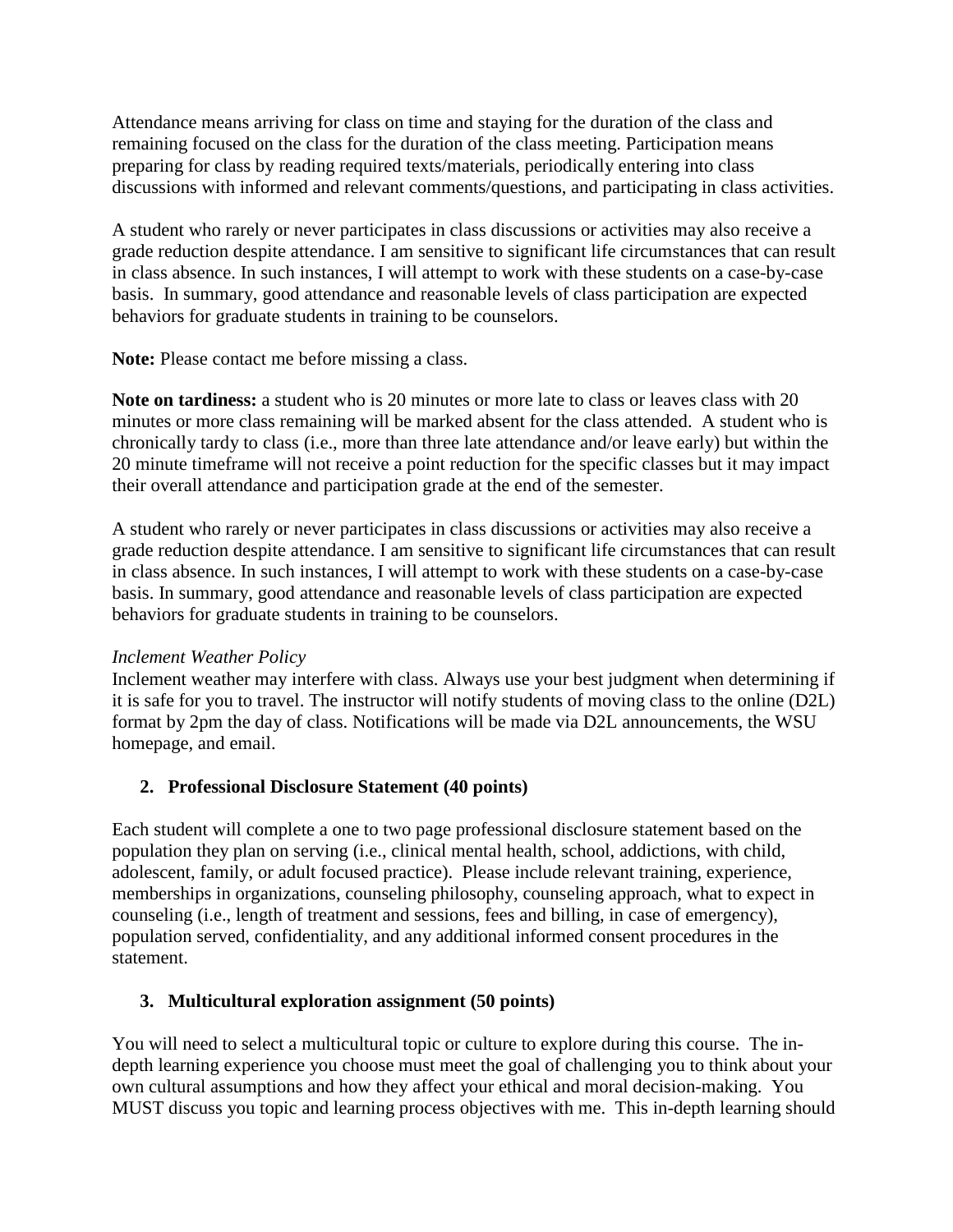Attendance means arriving for class on time and staying for the duration of the class and remaining focused on the class for the duration of the class meeting. Participation means preparing for class by reading required texts/materials, periodically entering into class discussions with informed and relevant comments/questions, and participating in class activities.

A student who rarely or never participates in class discussions or activities may also receive a grade reduction despite attendance. I am sensitive to significant life circumstances that can result in class absence. In such instances, I will attempt to work with these students on a case-by-case basis. In summary, good attendance and reasonable levels of class participation are expected behaviors for graduate students in training to be counselors.

**Note:** Please contact me before missing a class.

**Note on tardiness:** a student who is 20 minutes or more late to class or leaves class with 20 minutes or more class remaining will be marked absent for the class attended. A student who is chronically tardy to class (i.e., more than three late attendance and/or leave early) but within the 20 minute timeframe will not receive a point reduction for the specific classes but it may impact their overall attendance and participation grade at the end of the semester.

A student who rarely or never participates in class discussions or activities may also receive a grade reduction despite attendance. I am sensitive to significant life circumstances that can result in class absence. In such instances, I will attempt to work with these students on a case-by-case basis. In summary, good attendance and reasonable levels of class participation are expected behaviors for graduate students in training to be counselors.

*Inclement Weather Policy*

Inclement weather may interfere with class. Always use your best judgment when determining if it is safe for you to travel. The instructor will notify students of moving class to the online (D2L) format by 2pm the day of class. Notifications will be made via D2L announcements, the WSU homepage, and email.

2. **Professional Disclosure Statement (40 points)**

Each student will complete a one to two page professional disclosure statement based on the population they plan on serving (i.e., clinical mental health, school, addictions, with child, adolescent, family, or adult focused practice). Please include relevant training, experience, memberships in organizations, counseling philosophy, counseling approach, what to expect in counseling (i.e., length of treatment and sessions, fees and billing, in case of emergency), population served, confidentiality, and any additional informed consent procedures in the statement.

3. **Multicultural exploration assignment (50 points)**

You will need to select a multicultural topic or culture to explore during this course. The in-depth learning experience you choose must meet the goal of challenging you to think about your own cultural assumptions and how they affect your ethical and moral decision-making. You MUST discuss you topic and learning process objectives with me. This in-depth learning should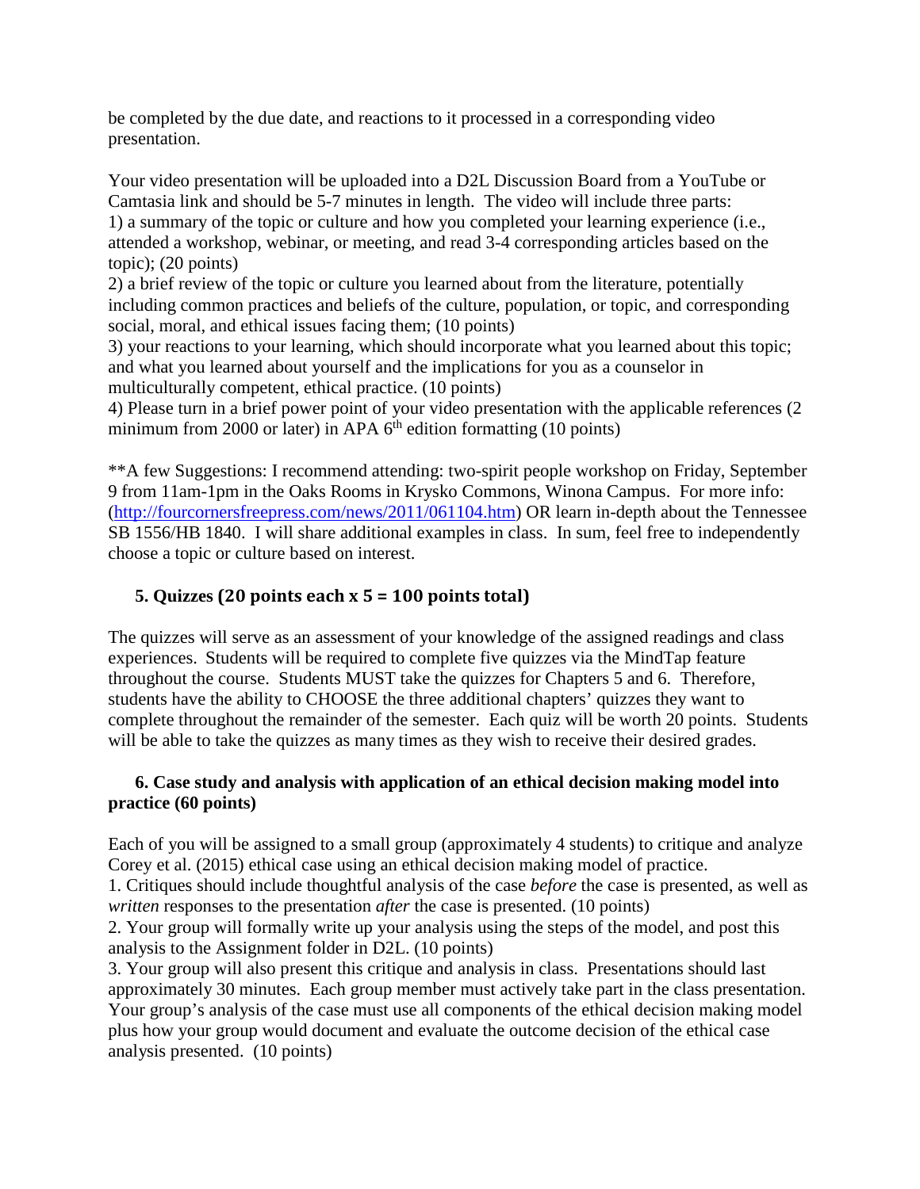be completed by the due date, and reactions to it processed in a corresponding video presentation.

Your video presentation will be uploaded into a D2L Discussion Board from a YouTube or Camtasia link and should be 5-7 minutes in length. The video will include three parts:
1) a summary of the topic or culture and how you completed your learning experience (i.e., attended a workshop, webinar, or meeting, and read 3-4 corresponding articles based on the topic); (20 points)
2) a brief review of the topic or culture you learned about from the literature, potentially including common practices and beliefs of the culture, population, or topic, and corresponding social, moral, and ethical issues facing them; (10 points)
3) your reactions to your learning, which should incorporate what you learned about this topic; and what you learned about yourself and the implications for you as a counselor in multiculturally competent, ethical practice. (10 points)
4) Please turn in a brief power point of your video presentation with the applicable references (2 minimum from 2000 or later) in APA 6th edition formatting (10 points)

**A few Suggestions: I recommend attending: two-spirit people workshop on Friday, September 9 from 11am-1pm in the Oaks Rooms in Krysko Commons, Winona Campus. For more info: (http://fourcornersfreepress.com/news/2011/061104.htm) OR learn in-depth about the Tennessee SB 1556/HB 1840. I will share additional examples in class. In sum, feel free to independently choose a topic or culture based on interest.

### 5. Quizzes (20 points each x 5 = 100 points total)

The quizzes will serve as an assessment of your knowledge of the assigned readings and class experiences. Students will be required to complete five quizzes via the MindTap feature throughout the course. Students MUST take the quizzes for Chapters 5 and 6. Therefore, students have the ability to CHOOSE the three additional chapters' quizzes they want to complete throughout the remainder of the semester. Each quiz will be worth 20 points. Students will be able to take the quizzes as many times as they wish to receive their desired grades.

### 6. Case study and analysis with application of an ethical decision making model into practice (60 points)

Each of you will be assigned to a small group (approximately 4 students) to critique and analyze Corey et al. (2015) ethical case using an ethical decision making model of practice.
1. Critiques should include thoughtful analysis of the case *before* the case is presented, as well as *written* responses to the presentation *after* the case is presented. (10 points)
2. Your group will formally write up your analysis using the steps of the model, and post this analysis to the Assignment folder in D2L. (10 points)
3. Your group will also present this critique and analysis in class. Presentations should last approximately 30 minutes. Each group member must actively take part in the class presentation. Your group's analysis of the case must use all components of the ethical decision making model plus how your group would document and evaluate the outcome decision of the ethical case analysis presented. (10 points)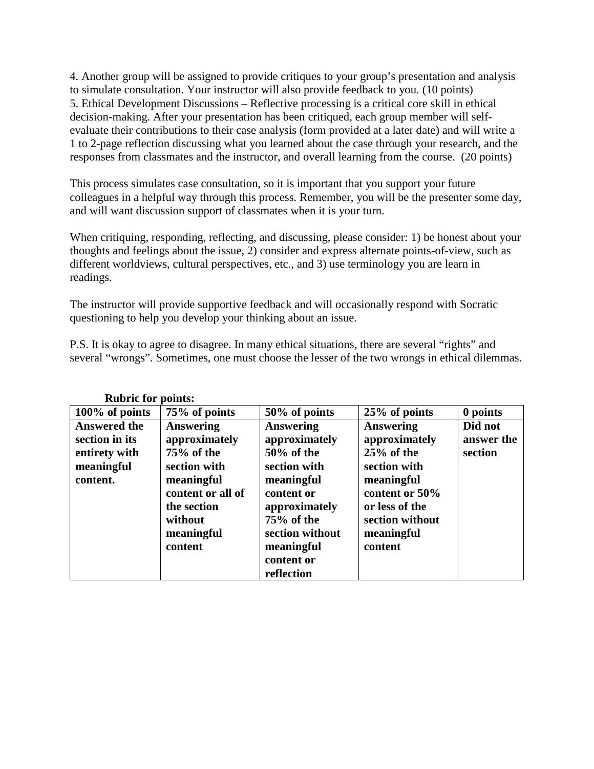4. Another group will be assigned to provide critiques to your group's presentation and analysis to simulate consultation. Your instructor will also provide feedback to you. (10 points)
5. Ethical Development Discussions – Reflective processing is a critical core skill in ethical decision-making. After your presentation has been critiqued, each group member will self-evaluate their contributions to their case analysis (form provided at a later date) and will write a 1 to 2-page reflection discussing what you learned about the case through your research, and the responses from classmates and the instructor, and overall learning from the course. (20 points)

This process simulates case consultation, so it is important that you support your future colleagues in a helpful way through this process. Remember, you will be the presenter some day, and will want discussion support of classmates when it is your turn.

When critiquing, responding, reflecting, and discussing, please consider: 1) be honest about your thoughts and feelings about the issue, 2) consider and express alternate points-of-view, such as different worldviews, cultural perspectives, etc., and 3) use terminology you are learn in readings.

The instructor will provide supportive feedback and will occasionally respond with Socratic questioning to help you develop your thinking about an issue.

P.S. It is okay to agree to disagree. In many ethical situations, there are several "rights" and several "wrongs". Sometimes, one must choose the lesser of the two wrongs in ethical dilemmas.

**Rubric for points:**

| 100% of points | 75% of points | 50% of points | 25% of points | 0 points |
|---|---|---|---|---|
| **Answered the section in its entirety with meaningful content.** | **Answering approximately 75% of the section with meaningful content or all of the section without meaningful content** | **Answering approximately 50% of the section with meaningful content or approximately 75% of the section without meaningful content or reflection** | **Answering approximately 25% of the section with meaningful content or 50% or less of the section without meaningful content** | **Did not answer the section** |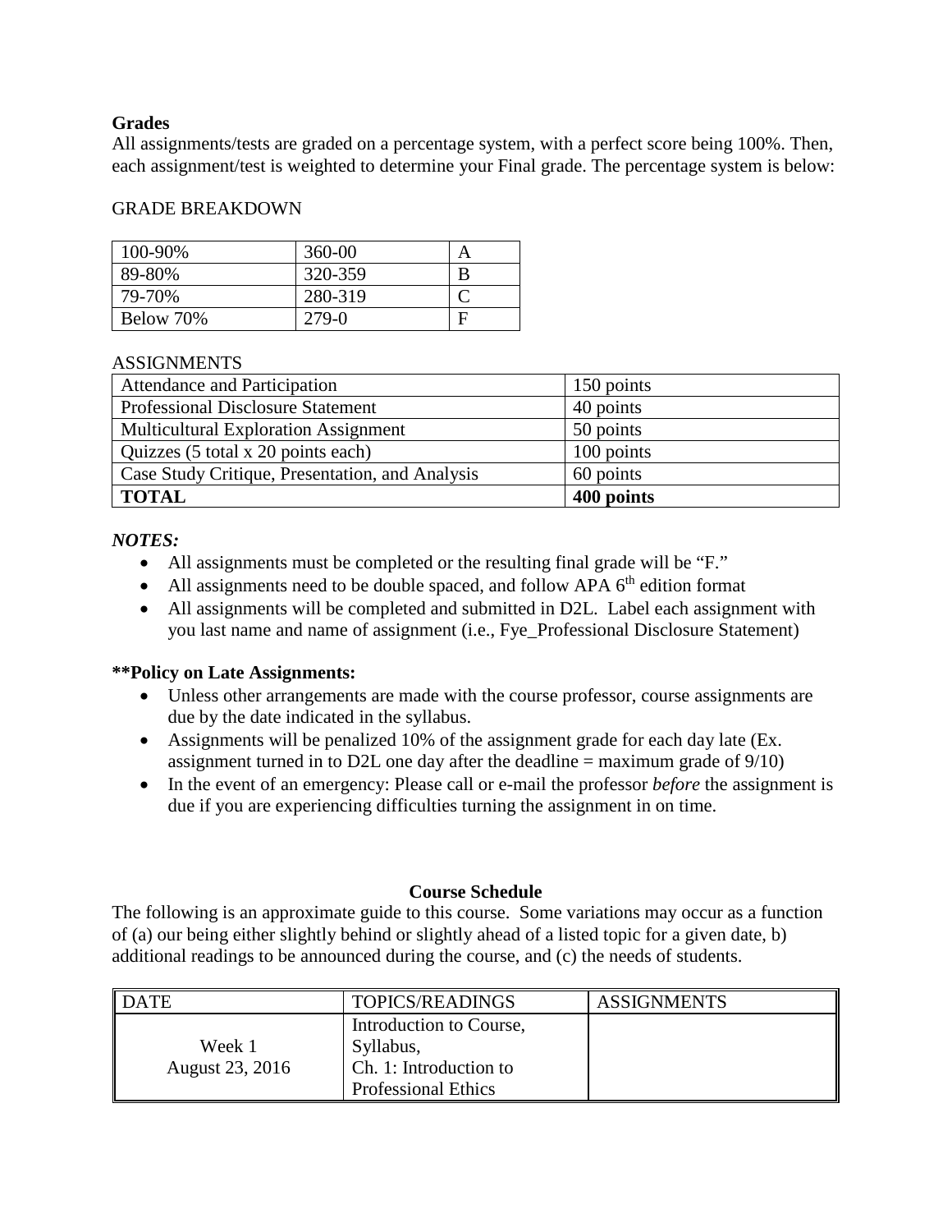**Grades**

All assignments/tests are graded on a percentage system, with a perfect score being 100%. Then, each assignment/test is weighted to determine your Final grade. The percentage system is below:

GRADE BREAKDOWN

| 100-90% | 360-00 | A |
|---|---|---|
| 89-80% | 320-359 | B |
| 79-70% | 280-319 | C |
| Below 70% | 279-0 | F |

ASSIGNMENTS

| Attendance and Participation | 150 points |
|---|---|
| Professional Disclosure Statement | 40 points |
| Multicultural Exploration Assignment | 50 points |
| Quizzes (5 total x 20 points each) | 100 points |
| Case Study Critique, Presentation, and Analysis | 60 points |
| **TOTAL** | **400 points** |

***NOTES:***

- All assignments must be completed or the resulting final grade will be "F."
- All assignments need to be double spaced, and follow APA 6th edition format
- All assignments will be completed and submitted in D2L. Label each assignment with you last name and name of assignment (i.e., Fye_Professional Disclosure Statement)

**\*\*Policy on Late Assignments:**

- Unless other arrangements are made with the course professor, course assignments are due by the date indicated in the syllabus.
- Assignments will be penalized 10% of the assignment grade for each day late (Ex. assignment turned in to D2L one day after the deadline = maximum grade of 9/10)
- In the event of an emergency: Please call or e-mail the professor *before* the assignment is due if you are experiencing difficulties turning the assignment in on time.

**Course Schedule**

The following is an approximate guide to this course. Some variations may occur as a function of (a) our being either slightly behind or slightly ahead of a listed topic for a given date, b) additional readings to be announced during the course, and (c) the needs of students.

| DATE | TOPICS/READINGS | ASSIGNMENTS |
|---|---|---|
| Week 1<br>August 23, 2016 | Introduction to Course,<br>Syllabus,<br>Ch. 1: Introduction to<br>Professional Ethics | |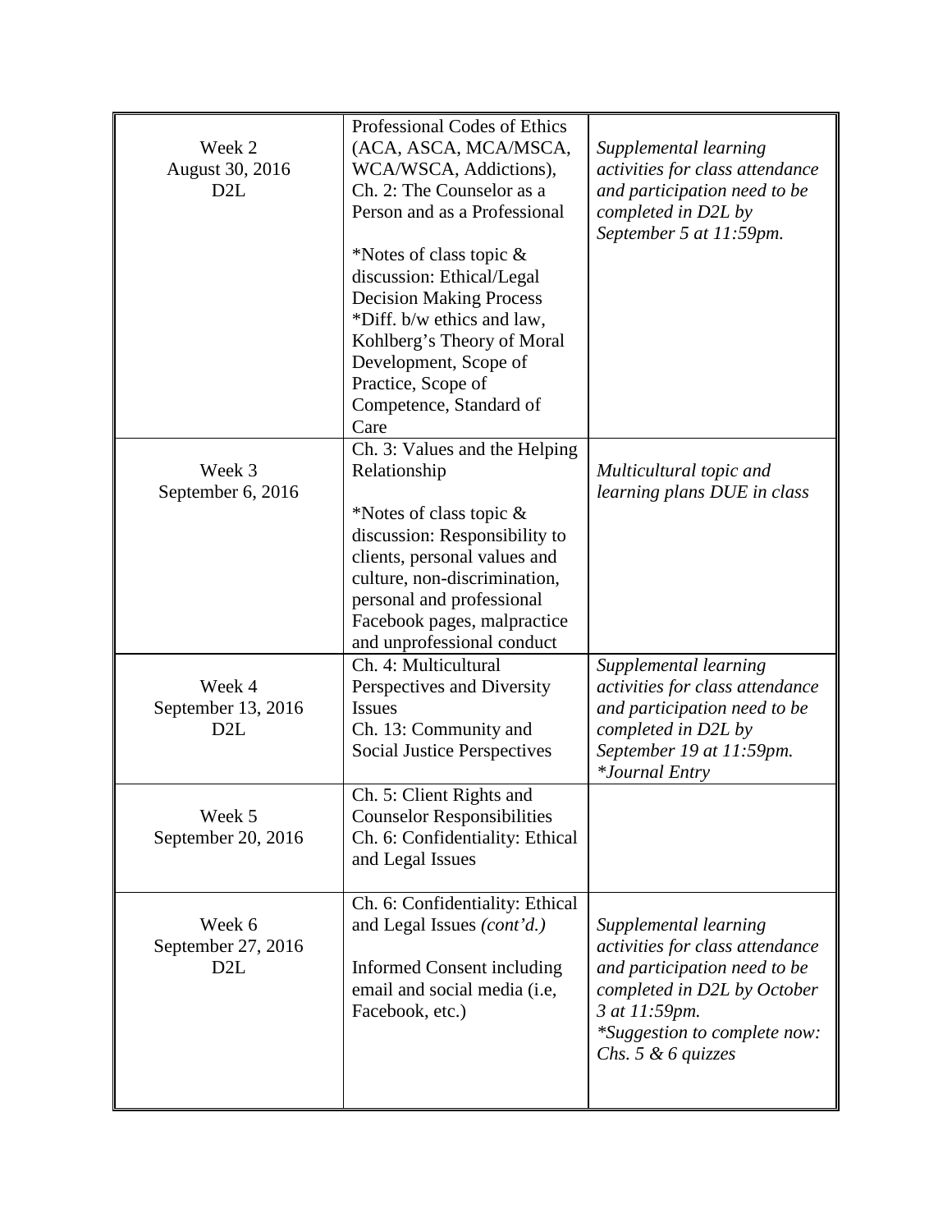| | | |
|---|---|---|
| Week 2<br>August 30, 2016<br>D2L | Professional Codes of Ethics (ACA, ASCA, MCA/MSCA, WCA/WSCA, Addictions), Ch. 2: The Counselor as a Person and as a Professional<br><br>*Notes of class topic & discussion: Ethical/Legal Decision Making Process<br>*Diff. b/w ethics and law, Kohlberg's Theory of Moral Development, Scope of Practice, Scope of Competence, Standard of Care | *Supplemental learning activities for class attendance and participation need to be completed in D2L by September 5 at 11:59pm.* |
| Week 3<br>September 6, 2016 | Ch. 3: Values and the Helping Relationship<br><br>*Notes of class topic & discussion: Responsibility to clients, personal values and culture, non-discrimination, personal and professional Facebook pages, malpractice and unprofessional conduct | *Multicultural topic and learning plans DUE in class* |
| Week 4<br>September 13, 2016<br>D2L | Ch. 4: Multicultural Perspectives and Diversity Issues<br>Ch. 13: Community and Social Justice Perspectives | *Supplemental learning activities for class attendance and participation need to be completed in D2L by September 19 at 11:59pm.*<br>*\*Journal Entry* |
| Week 5<br>September 20, 2016 | Ch. 5: Client Rights and Counselor Responsibilities<br>Ch. 6: Confidentiality: Ethical and Legal Issues | |
| Week 6<br>September 27, 2016<br>D2L | Ch. 6: Confidentiality: Ethical and Legal Issues *(cont'd.)*<br><br>Informed Consent including email and social media (i.e, Facebook, etc.) | *Supplemental learning activities for class attendance and participation need to be completed in D2L by October 3 at 11:59pm.*<br>*\*Suggestion to complete now: Chs. 5 & 6 quizzes* |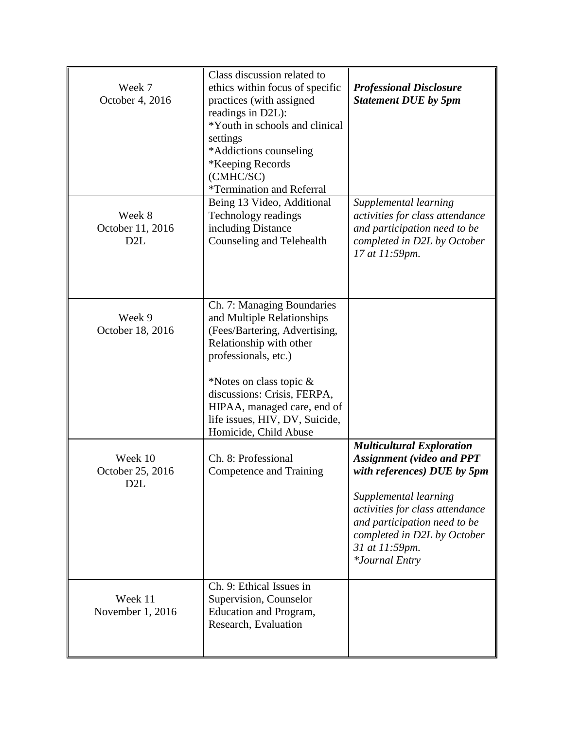| | | |
|---|---|---|
| Week 7<br>October 4, 2016 | Class discussion related to ethics within focus of specific practices (with assigned readings in D2L):<br>*Youth in schools and clinical settings<br>*Addictions counseling<br>*Keeping Records (CMHC/SC)<br>*Termination and Referral | ***Professional Disclosure Statement DUE by 5pm*** |
| Week 8<br>October 11, 2016<br>D2L | Being 13 Video, Additional Technology readings including Distance Counseling and Telehealth | *Supplemental learning activities for class attendance and participation need to be completed in D2L by October 17 at 11:59pm.* |
| Week 9<br>October 18, 2016 | Ch. 7: Managing Boundaries and Multiple Relationships (Fees/Bartering, Advertising, Relationship with other professionals, etc.)<br><br>*Notes on class topic & discussions: Crisis, FERPA, HIPAA, managed care, end of life issues, HIV, DV, Suicide, Homicide, Child Abuse | |
| Week 10<br>October 25, 2016<br>D2L | Ch. 8: Professional Competence and Training | ***Multicultural Exploration Assignment (video and PPT with references) DUE by 5pm***<br><br>*Supplemental learning activities for class attendance and participation need to be completed in D2L by October 31 at 11:59pm.*<br>**Journal Entry* |
| Week 11<br>November 1, 2016 | Ch. 9: Ethical Issues in Supervision, Counselor Education and Program, Research, Evaluation | |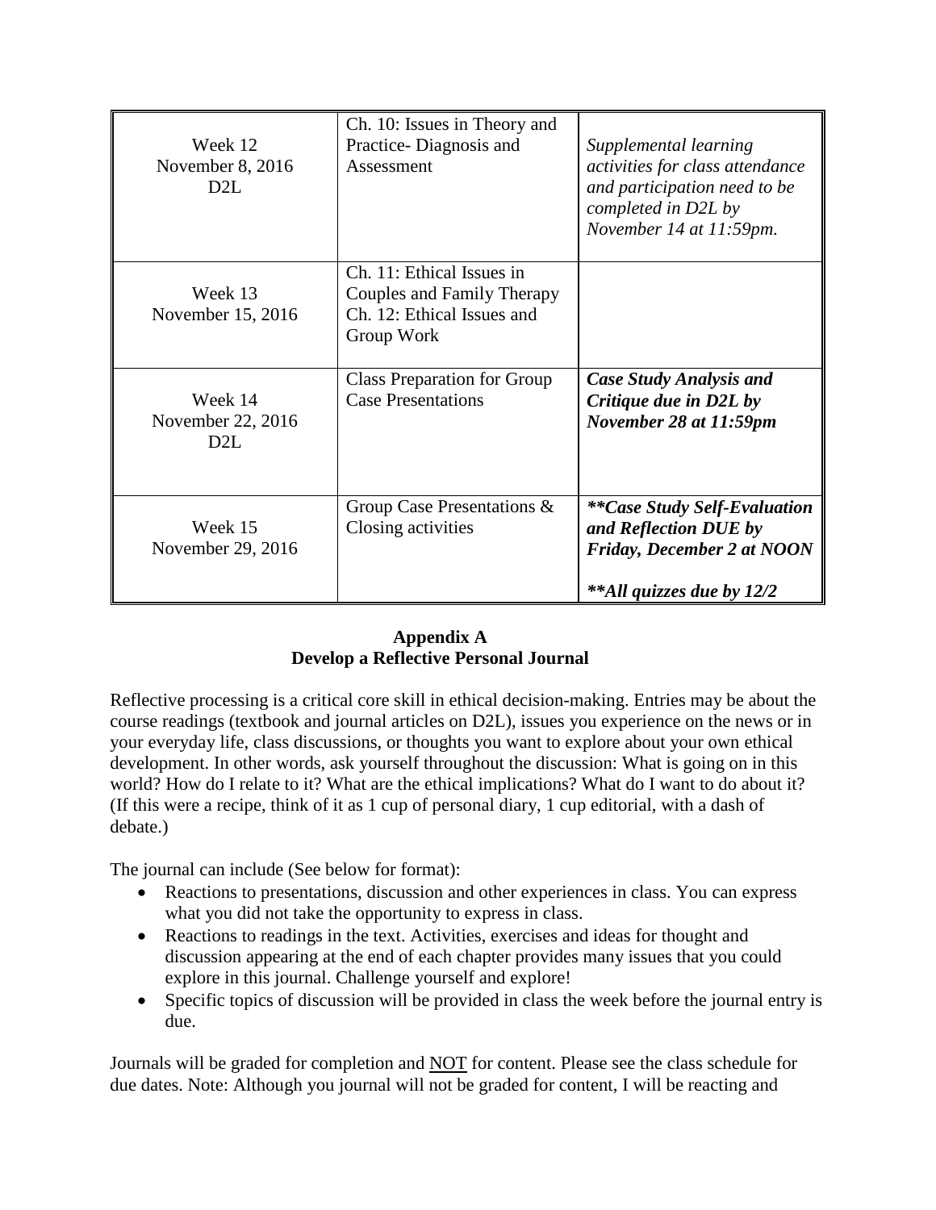| Week 12<br>November 8, 2016<br>D2L | Ch. 10: Issues in Theory and Practice- Diagnosis and Assessment | *Supplemental learning activities for class attendance and participation need to be completed in D2L by November 14 at 11:59pm.* |
|---|---|---|
| Week 13<br>November 15, 2016 | Ch. 11: Ethical Issues in Couples and Family Therapy<br>Ch. 12: Ethical Issues and Group Work | |
| Week 14<br>November 22, 2016<br>D2L | Class Preparation for Group Case Presentations | ***Case Study Analysis and Critique due in D2L by November 28 at 11:59pm*** |
| Week 15<br>November 29, 2016 | Group Case Presentations & Closing activities | ***\*\*Case Study Self-Evaluation and Reflection DUE by Friday, December 2 at NOON***<br><br>***\*\*All quizzes due by 12/2*** |

**Appendix A**
**Develop a Reflective Personal Journal**

Reflective processing is a critical core skill in ethical decision-making. Entries may be about the course readings (textbook and journal articles on D2L), issues you experience on the news or in your everyday life, class discussions, or thoughts you want to explore about your own ethical development. In other words, ask yourself throughout the discussion: What is going on in this world? How do I relate to it? What are the ethical implications? What do I want to do about it? (If this were a recipe, think of it as 1 cup of personal diary, 1 cup editorial, with a dash of debate.)

The journal can include (See below for format):

- Reactions to presentations, discussion and other experiences in class. You can express what you did not take the opportunity to express in class.
- Reactions to readings in the text. Activities, exercises and ideas for thought and discussion appearing at the end of each chapter provides many issues that you could explore in this journal. Challenge yourself and explore!
- Specific topics of discussion will be provided in class the week before the journal entry is due.

Journals will be graded for completion and <u>NOT</u> for content. Please see the class schedule for due dates. Note: Although you journal will not be graded for content, I will be reacting and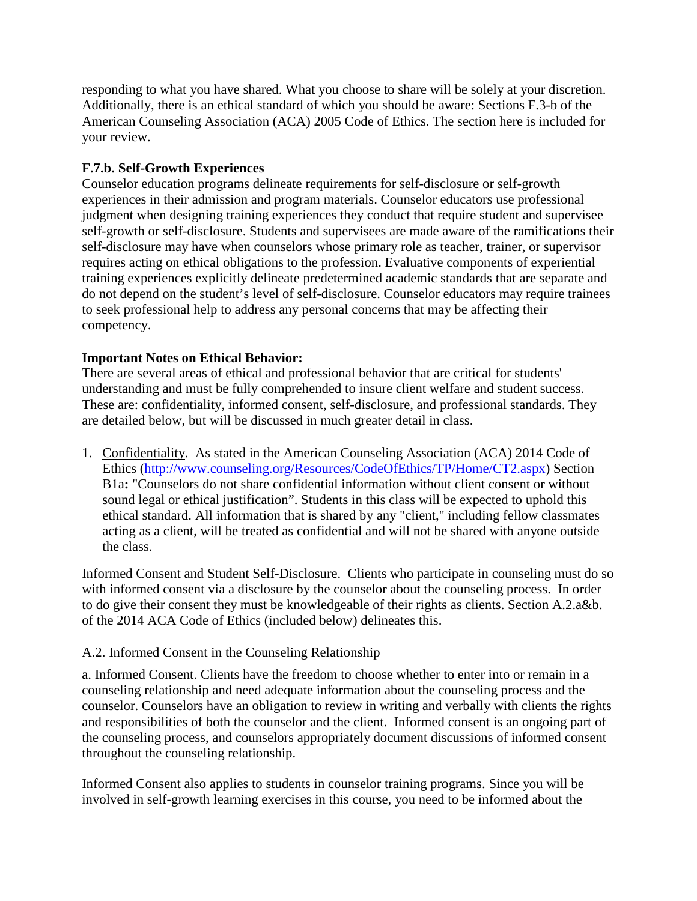responding to what you have shared. What you choose to share will be solely at your discretion. Additionally, there is an ethical standard of which you should be aware: Sections F.3-b of the American Counseling Association (ACA) 2005 Code of Ethics. The section here is included for your review.

**F.7.b. Self-Growth Experiences**
Counselor education programs delineate requirements for self-disclosure or self-growth experiences in their admission and program materials. Counselor educators use professional judgment when designing training experiences they conduct that require student and supervisee self-growth or self-disclosure. Students and supervisees are made aware of the ramifications their self-disclosure may have when counselors whose primary role as teacher, trainer, or supervisor requires acting on ethical obligations to the profession. Evaluative components of experiential training experiences explicitly delineate predetermined academic standards that are separate and do not depend on the student's level of self-disclosure. Counselor educators may require trainees to seek professional help to address any personal concerns that may be affecting their competency.

**Important Notes on Ethical Behavior:**
There are several areas of ethical and professional behavior that are critical for students' understanding and must be fully comprehended to insure client welfare and student success. These are: confidentiality, informed consent, self-disclosure, and professional standards. They are detailed below, but will be discussed in much greater detail in class.

1. Confidentiality. As stated in the American Counseling Association (ACA) 2014 Code of Ethics (http://www.counseling.org/Resources/CodeOfEthics/TP/Home/CT2.aspx) Section B1a**:** "Counselors do not share confidential information without client consent or without sound legal or ethical justification". Students in this class will be expected to uphold this ethical standard. All information that is shared by any "client," including fellow classmates acting as a client, will be treated as confidential and will not be shared with anyone outside the class.

Informed Consent and Student Self-Disclosure. Clients who participate in counseling must do so with informed consent via a disclosure by the counselor about the counseling process. In order to do give their consent they must be knowledgeable of their rights as clients. Section A.2.a&b. of the 2014 ACA Code of Ethics (included below) delineates this.

A.2. Informed Consent in the Counseling Relationship

a. Informed Consent. Clients have the freedom to choose whether to enter into or remain in a counseling relationship and need adequate information about the counseling process and the counselor. Counselors have an obligation to review in writing and verbally with clients the rights and responsibilities of both the counselor and the client. Informed consent is an ongoing part of the counseling process, and counselors appropriately document discussions of informed consent throughout the counseling relationship.

Informed Consent also applies to students in counselor training programs. Since you will be involved in self-growth learning exercises in this course, you need to be informed about the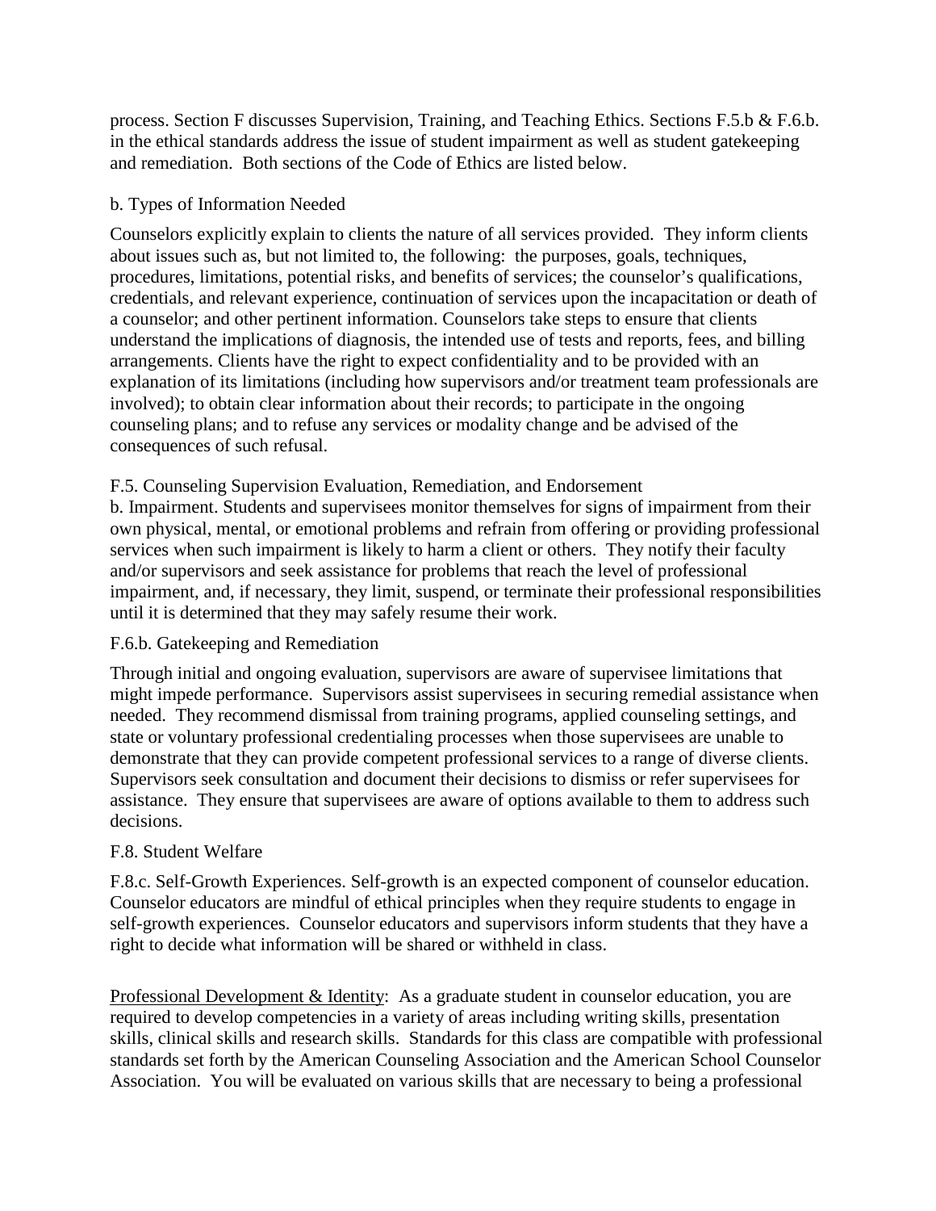process. Section F discusses Supervision, Training, and Teaching Ethics. Sections F.5.b & F.6.b. in the ethical standards address the issue of student impairment as well as student gatekeeping and remediation. Both sections of the Code of Ethics are listed below.

b. Types of Information Needed

Counselors explicitly explain to clients the nature of all services provided. They inform clients about issues such as, but not limited to, the following: the purposes, goals, techniques, procedures, limitations, potential risks, and benefits of services; the counselor's qualifications, credentials, and relevant experience, continuation of services upon the incapacitation or death of a counselor; and other pertinent information. Counselors take steps to ensure that clients understand the implications of diagnosis, the intended use of tests and reports, fees, and billing arrangements. Clients have the right to expect confidentiality and to be provided with an explanation of its limitations (including how supervisors and/or treatment team professionals are involved); to obtain clear information about their records; to participate in the ongoing counseling plans; and to refuse any services or modality change and be advised of the consequences of such refusal.

F.5. Counseling Supervision Evaluation, Remediation, and Endorsement
b. Impairment. Students and supervisees monitor themselves for signs of impairment from their own physical, mental, or emotional problems and refrain from offering or providing professional services when such impairment is likely to harm a client or others. They notify their faculty and/or supervisors and seek assistance for problems that reach the level of professional impairment, and, if necessary, they limit, suspend, or terminate their professional responsibilities until it is determined that they may safely resume their work.

F.6.b. Gatekeeping and Remediation

Through initial and ongoing evaluation, supervisors are aware of supervisee limitations that might impede performance. Supervisors assist supervisees in securing remedial assistance when needed. They recommend dismissal from training programs, applied counseling settings, and state or voluntary professional credentialing processes when those supervisees are unable to demonstrate that they can provide competent professional services to a range of diverse clients. Supervisors seek consultation and document their decisions to dismiss or refer supervisees for assistance. They ensure that supervisees are aware of options available to them to address such decisions.

F.8. Student Welfare

F.8.c. Self-Growth Experiences. Self-growth is an expected component of counselor education. Counselor educators are mindful of ethical principles when they require students to engage in self-growth experiences. Counselor educators and supervisors inform students that they have a right to decide what information will be shared or withheld in class.

Professional Development & Identity: As a graduate student in counselor education, you are required to develop competencies in a variety of areas including writing skills, presentation skills, clinical skills and research skills. Standards for this class are compatible with professional standards set forth by the American Counseling Association and the American School Counselor Association. You will be evaluated on various skills that are necessary to being a professional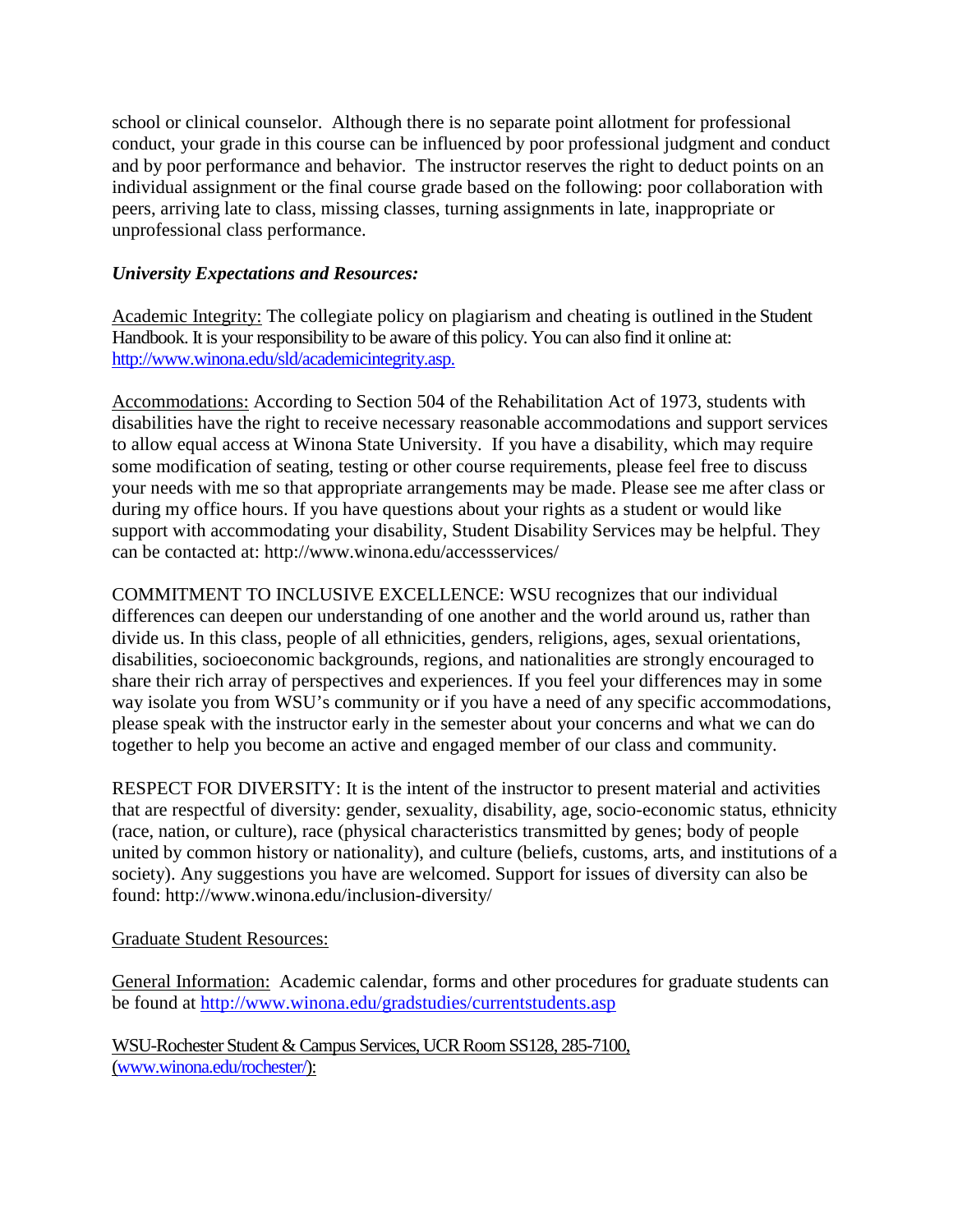school or clinical counselor. Although there is no separate point allotment for professional conduct, your grade in this course can be influenced by poor professional judgment and conduct and by poor performance and behavior. The instructor reserves the right to deduct points on an individual assignment or the final course grade based on the following: poor collaboration with peers, arriving late to class, missing classes, turning assignments in late, inappropriate or unprofessional class performance.

### *University Expectations and Resources:*

Academic Integrity: The collegiate policy on plagiarism and cheating is outlined in the Student Handbook. It is your responsibility to be aware of this policy. You can also find it online at: [http://www.winona.edu/sld/academicintegrity.asp.](http://www.winona.edu/sld/academicintegrity.asp)

Accommodations: According to Section 504 of the Rehabilitation Act of 1973, students with disabilities have the right to receive necessary reasonable accommodations and support services to allow equal access at Winona State University. If you have a disability, which may require some modification of seating, testing or other course requirements, please feel free to discuss your needs with me so that appropriate arrangements may be made. Please see me after class or during my office hours. If you have questions about your rights as a student or would like support with accommodating your disability, Student Disability Services may be helpful. They can be contacted at: http://www.winona.edu/accessservices/

COMMITMENT TO INCLUSIVE EXCELLENCE: WSU recognizes that our individual differences can deepen our understanding of one another and the world around us, rather than divide us. In this class, people of all ethnicities, genders, religions, ages, sexual orientations, disabilities, socioeconomic backgrounds, regions, and nationalities are strongly encouraged to share their rich array of perspectives and experiences. If you feel your differences may in some way isolate you from WSU's community or if you have a need of any specific accommodations, please speak with the instructor early in the semester about your concerns and what we can do together to help you become an active and engaged member of our class and community.

RESPECT FOR DIVERSITY: It is the intent of the instructor to present material and activities that are respectful of diversity: gender, sexuality, disability, age, socio-economic status, ethnicity (race, nation, or culture), race (physical characteristics transmitted by genes; body of people united by common history or nationality), and culture (beliefs, customs, arts, and institutions of a society). Any suggestions you have are welcomed. Support for issues of diversity can also be found: http://www.winona.edu/inclusion-diversity/

Graduate Student Resources:

General Information: Academic calendar, forms and other procedures for graduate students can be found at [http://www.winona.edu/gradstudies/currentstudents.asp](http://www.winona.edu/gradstudies/currentstudents.asp)

WSU-Rochester Student & Campus Services, UCR Room SS128, 285-7100, ([www.winona.edu/rochester/](http://www.winona.edu/rochester/)):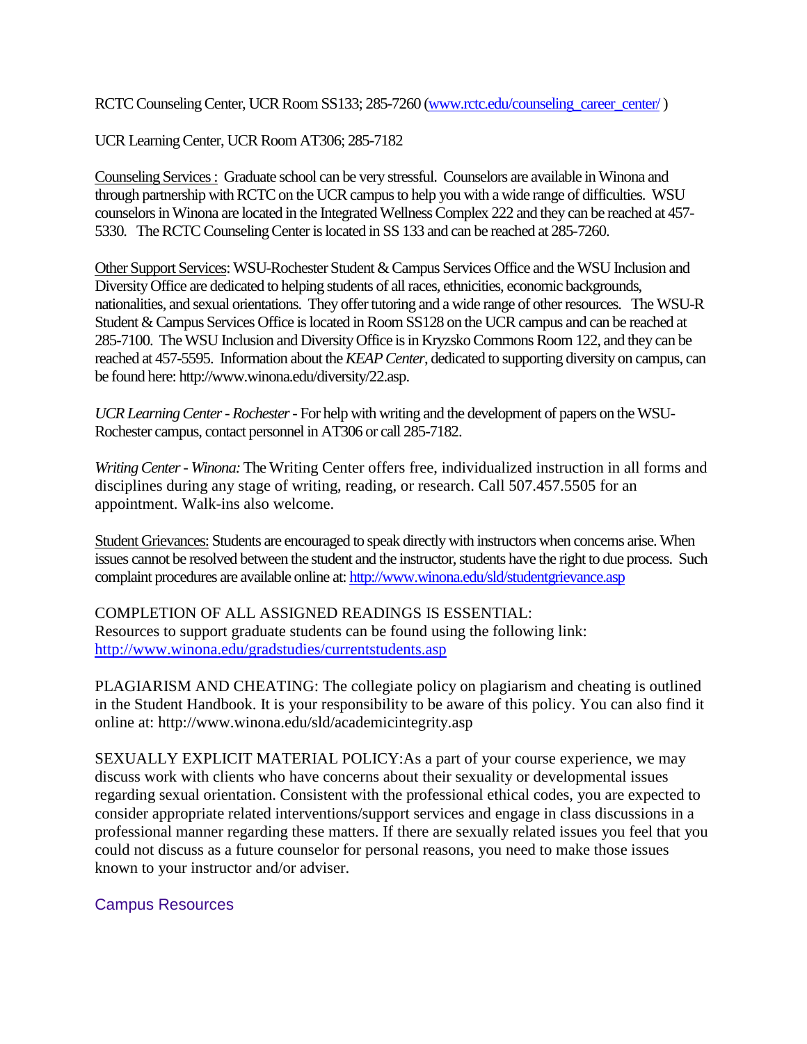RCTC Counseling Center, UCR Room SS133; 285-7260 ([www.rctc.edu/counseling_career_center/](www.rctc.edu/counseling_career_center/) )

UCR Learning Center, UCR Room AT306; 285-7182

Counseling Services : Graduate school can be very stressful. Counselors are available in Winona and through partnership with RCTC on the UCR campus to help you with a wide range of difficulties. WSU counselors in Winona are located in the Integrated Wellness Complex 222 and they can be reached at 457-5330. The RCTC Counseling Center is located in SS 133 and can be reached at 285-7260.

Other Support Services: WSU-Rochester Student & Campus Services Office and the WSU Inclusion and Diversity Office are dedicated to helping students of all races, ethnicities, economic backgrounds, nationalities, and sexual orientations. They offer tutoring and a wide range of other resources. The WSU-R Student & Campus Services Office is located in Room SS128 on the UCR campus and can be reached at 285-7100. The WSU Inclusion and Diversity Office is in Kryzsko Commons Room 122, and they can be reached at 457-5595. Information about the *KEAP Center*, dedicated to supporting diversity on campus, can be found here: http://www.winona.edu/diversity/22.asp.

*UCR Learning Center - Rochester* - For help with writing and the development of papers on the WSU-Rochester campus, contact personnel in AT306 or call 285-7182.

*Writing Center - Winona:* The Writing Center offers free, individualized instruction in all forms and disciplines during any stage of writing, reading, or research. Call 507.457.5505 for an appointment. Walk-ins also welcome.

Student Grievances: Students are encouraged to speak directly with instructors when concerns arise. When issues cannot be resolved between the student and the instructor, students have the right to due process. Such complaint procedures are available online at: [http://www.winona.edu/sld/studentgrievance.asp](http://www.winona.edu/sld/studentgrievance.asp)

COMPLETION OF ALL ASSIGNED READINGS IS ESSENTIAL:
Resources to support graduate students can be found using the following link: [http://www.winona.edu/gradstudies/currentstudents.asp](http://www.winona.edu/gradstudies/currentstudents.asp)

PLAGIARISM AND CHEATING: The collegiate policy on plagiarism and cheating is outlined in the Student Handbook. It is your responsibility to be aware of this policy. You can also find it online at: http://www.winona.edu/sld/academicintegrity.asp

SEXUALLY EXPLICIT MATERIAL POLICY:As a part of your course experience, we may discuss work with clients who have concerns about their sexuality or developmental issues regarding sexual orientation. Consistent with the professional ethical codes, you are expected to consider appropriate related interventions/support services and engage in class discussions in a professional manner regarding these matters. If there are sexually related issues you feel that you could not discuss as a future counselor for personal reasons, you need to make those issues known to your instructor and/or adviser.

## Campus Resources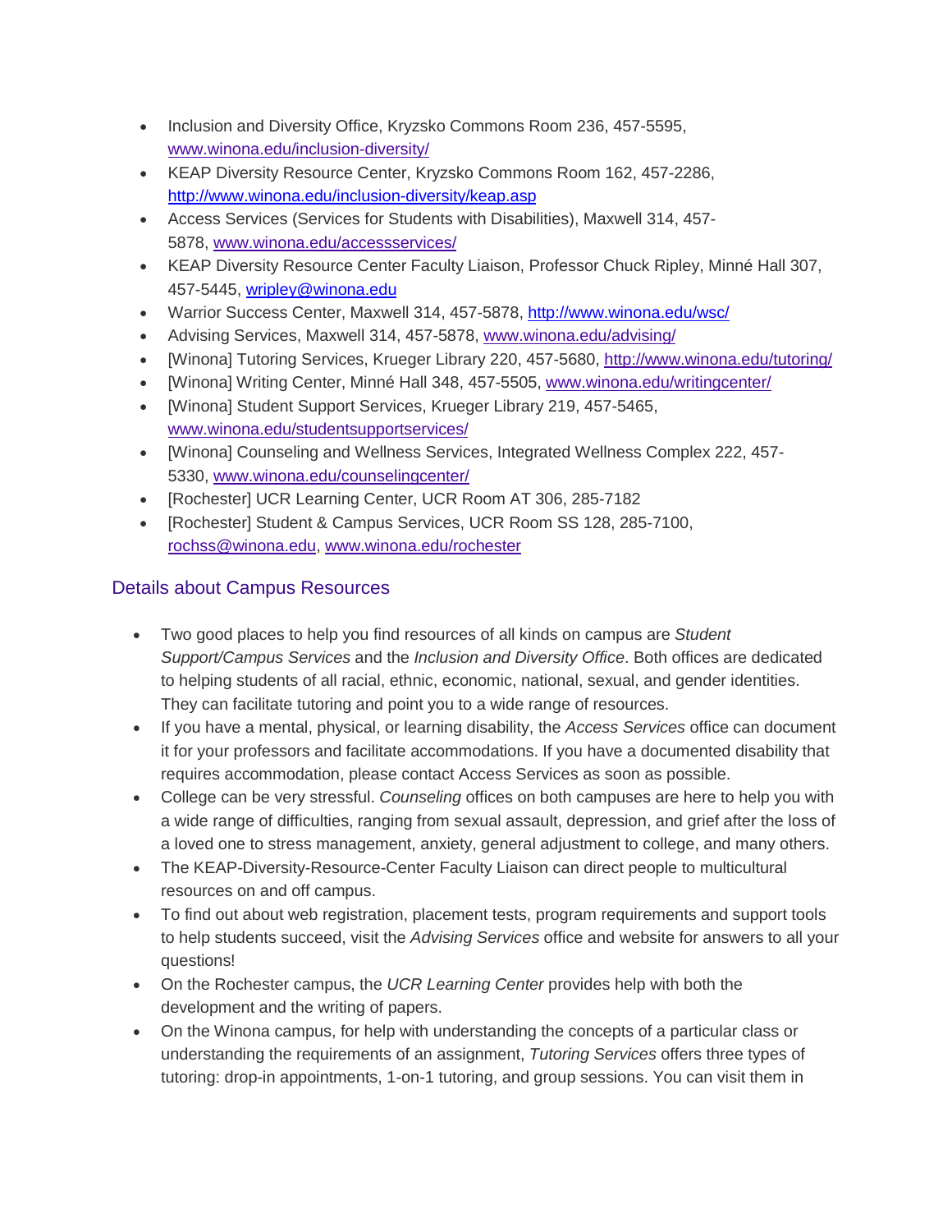- Inclusion and Diversity Office, Kryzsko Commons Room 236, 457-5595, [www.winona.edu/inclusion-diversity/](www.winona.edu/inclusion-diversity/)
- KEAP Diversity Resource Center, Kryzsko Commons Room 162, 457-2286, [http://www.winona.edu/inclusion-diversity/keap.asp](http://www.winona.edu/inclusion-diversity/keap.asp)
- Access Services (Services for Students with Disabilities), Maxwell 314, 457-5878, [www.winona.edu/accessservices/](www.winona.edu/accessservices/)
- KEAP Diversity Resource Center Faculty Liaison, Professor Chuck Ripley, Minné Hall 307, 457-5445, [wripley@winona.edu](mailto:wripley@winona.edu)
- Warrior Success Center, Maxwell 314, 457-5878, [http://www.winona.edu/wsc/](http://www.winona.edu/wsc/)
- Advising Services, Maxwell 314, 457-5878, [www.winona.edu/advising/](www.winona.edu/advising/)
- [Winona] Tutoring Services, Krueger Library 220, 457-5680, [http://www.winona.edu/tutoring/](http://www.winona.edu/tutoring/)
- [Winona] Writing Center, Minné Hall 348, 457-5505, [www.winona.edu/writingcenter/](www.winona.edu/writingcenter/)
- [Winona] Student Support Services, Krueger Library 219, 457-5465, [www.winona.edu/studentsupportservices/](www.winona.edu/studentsupportservices/)
- [Winona] Counseling and Wellness Services, Integrated Wellness Complex 222, 457-5330, [www.winona.edu/counselingcenter/](www.winona.edu/counselingcenter/)
- [Rochester] UCR Learning Center, UCR Room AT 306, 285-7182
- [Rochester] Student & Campus Services, UCR Room SS 128, 285-7100, [rochss@winona.edu](mailto:rochss@winona.edu), [www.winona.edu/rochester](www.winona.edu/rochester)

## Details about Campus Resources

- Two good places to help you find resources of all kinds on campus are *Student Support/Campus Services* and the *Inclusion and Diversity Office*. Both offices are dedicated to helping students of all racial, ethnic, economic, national, sexual, and gender identities. They can facilitate tutoring and point you to a wide range of resources.
- If you have a mental, physical, or learning disability, the *Access Services* office can document it for your professors and facilitate accommodations. If you have a documented disability that requires accommodation, please contact Access Services as soon as possible.
- College can be very stressful. *Counseling* offices on both campuses are here to help you with a wide range of difficulties, ranging from sexual assault, depression, and grief after the loss of a loved one to stress management, anxiety, general adjustment to college, and many others.
- The KEAP-Diversity-Resource-Center Faculty Liaison can direct people to multicultural resources on and off campus.
- To find out about web registration, placement tests, program requirements and support tools to help students succeed, visit the *Advising Services* office and website for answers to all your questions!
- On the Rochester campus, the *UCR Learning Center* provides help with both the development and the writing of papers.
- On the Winona campus, for help with understanding the concepts of a particular class or understanding the requirements of an assignment, *Tutoring Services* offers three types of tutoring: drop-in appointments, 1-on-1 tutoring, and group sessions. You can visit them in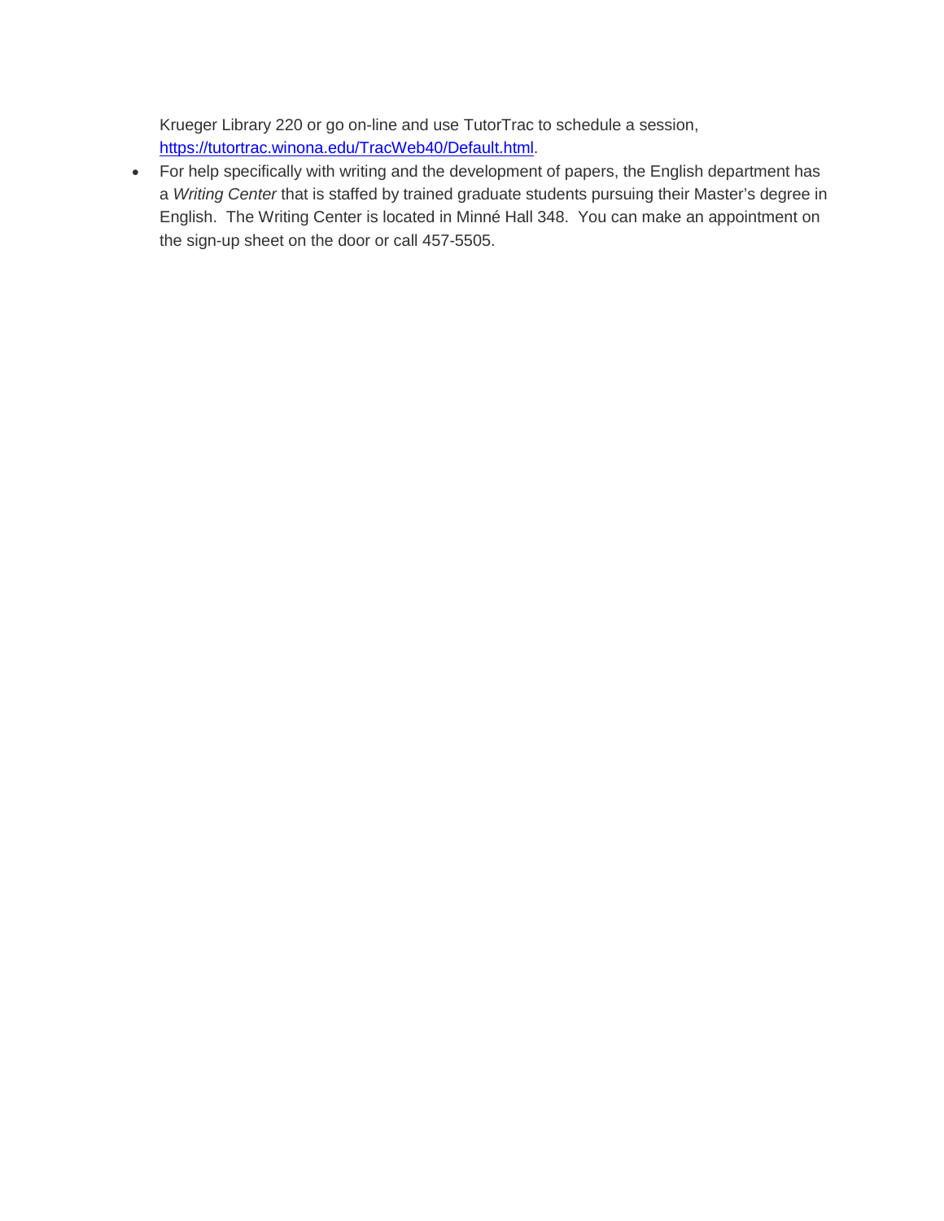Krueger Library 220 or go on-line and use TutorTrac to schedule a session, https://tutortrac.winona.edu/TracWeb40/Default.html.

- For help specifically with writing and the development of papers, the English department has a *Writing Center* that is staffed by trained graduate students pursuing their Master's degree in English. The Writing Center is located in Minné Hall 348. You can make an appointment on the sign-up sheet on the door or call 457-5505.